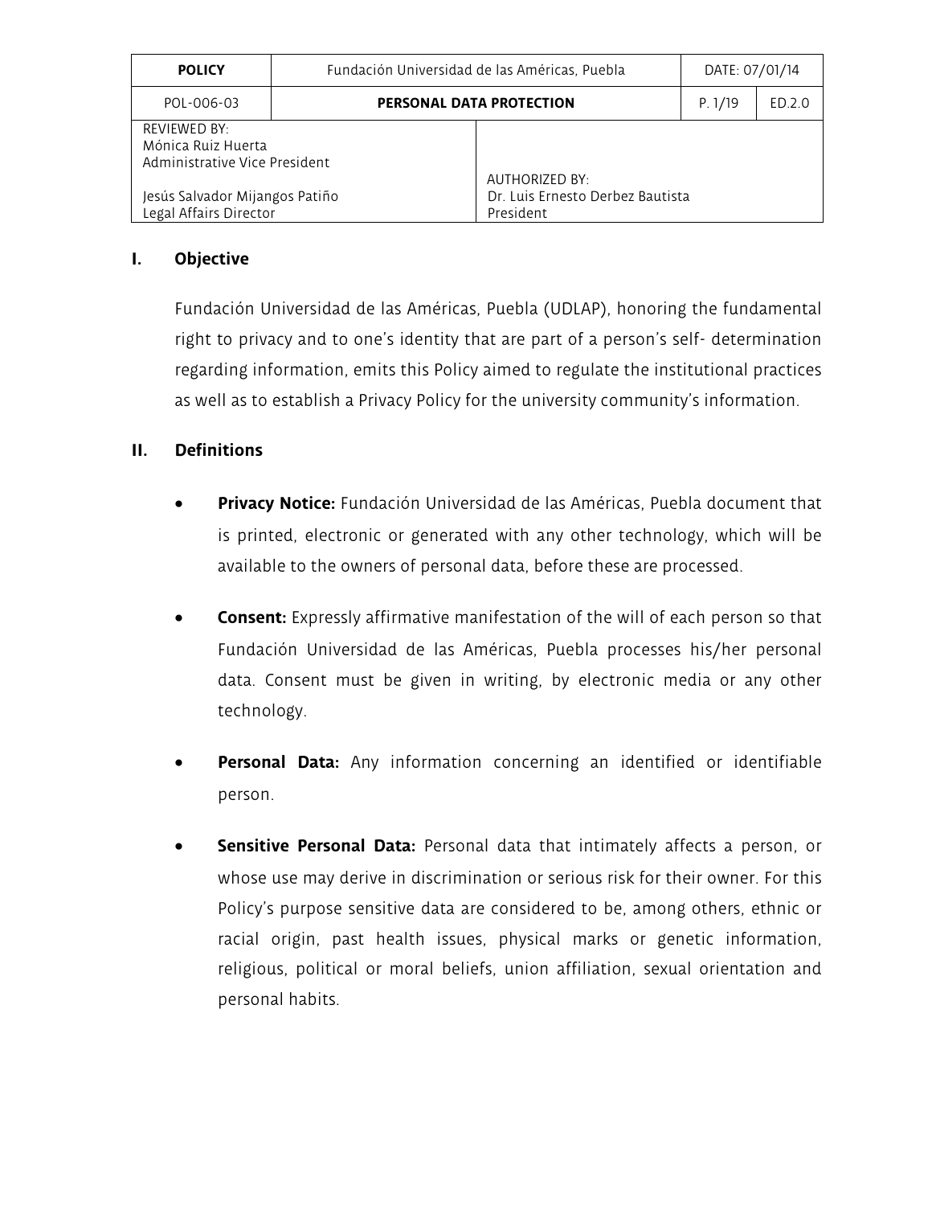| POLICY | Fundación Universidad de las Américas, Puebla | | DATE: 07/01/14 | |
|---|---|---|---|---|
| POL-006-03 | **PERSONAL DATA PROTECTION** | | P. 1/19 | ED.2.0 |
| REVIEWED BY: Mónica Ruiz Huerta, Administrative Vice President; Jesús Salvador Mijangos Patiño, Legal Affairs Director | | AUTHORIZED BY: Dr. Luis Ernesto Derbez Bautista, President | | |

## I. Objective

Fundación Universidad de las Américas, Puebla (UDLAP), honoring the fundamental right to privacy and to one's identity that are part of a person's self- determination regarding information, emits this Policy aimed to regulate the institutional practices as well as to establish a Privacy Policy for the university community's information.

## II. Definitions

- **Privacy Notice:** Fundación Universidad de las Américas, Puebla document that is printed, electronic or generated with any other technology, which will be available to the owners of personal data, before these are processed.

- **Consent:** Expressly affirmative manifestation of the will of each person so that Fundación Universidad de las Américas, Puebla processes his/her personal data. Consent must be given in writing, by electronic media or any other technology.

- **Personal Data:** Any information concerning an identified or identifiable person.

- **Sensitive Personal Data:** Personal data that intimately affects a person, or whose use may derive in discrimination or serious risk for their owner. For this Policy's purpose sensitive data are considered to be, among others, ethnic or racial origin, past health issues, physical marks or genetic information, religious, political or moral beliefs, union affiliation, sexual orientation and personal habits.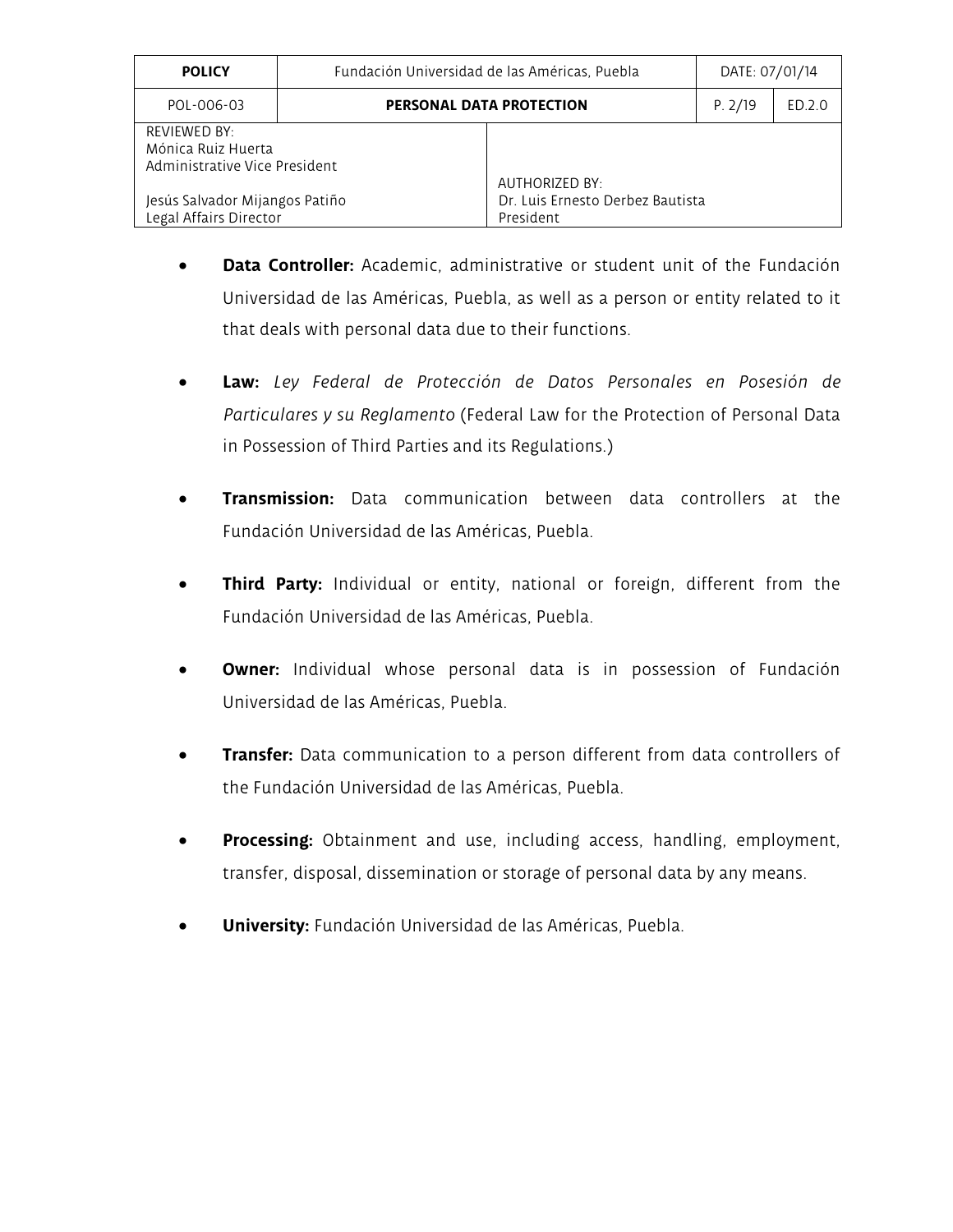- **Data Controller:** Academic, administrative or student unit of the Fundación Universidad de las Américas, Puebla, as well as a person or entity related to it that deals with personal data due to their functions.

- **Law:** *Ley Federal de Protección de Datos Personales en Posesión de Particulares y su Reglamento* (Federal Law for the Protection of Personal Data in Possession of Third Parties and its Regulations.)

- **Transmission:** Data communication between data controllers at the Fundación Universidad de las Américas, Puebla.

- **Third Party:** Individual or entity, national or foreign, different from the Fundación Universidad de las Américas, Puebla.

- **Owner:** Individual whose personal data is in possession of Fundación Universidad de las Américas, Puebla.

- **Transfer:** Data communication to a person different from data controllers of the Fundación Universidad de las Américas, Puebla.

- **Processing:** Obtainment and use, including access, handling, employment, transfer, disposal, dissemination or storage of personal data by any means.

- **University:** Fundación Universidad de las Américas, Puebla.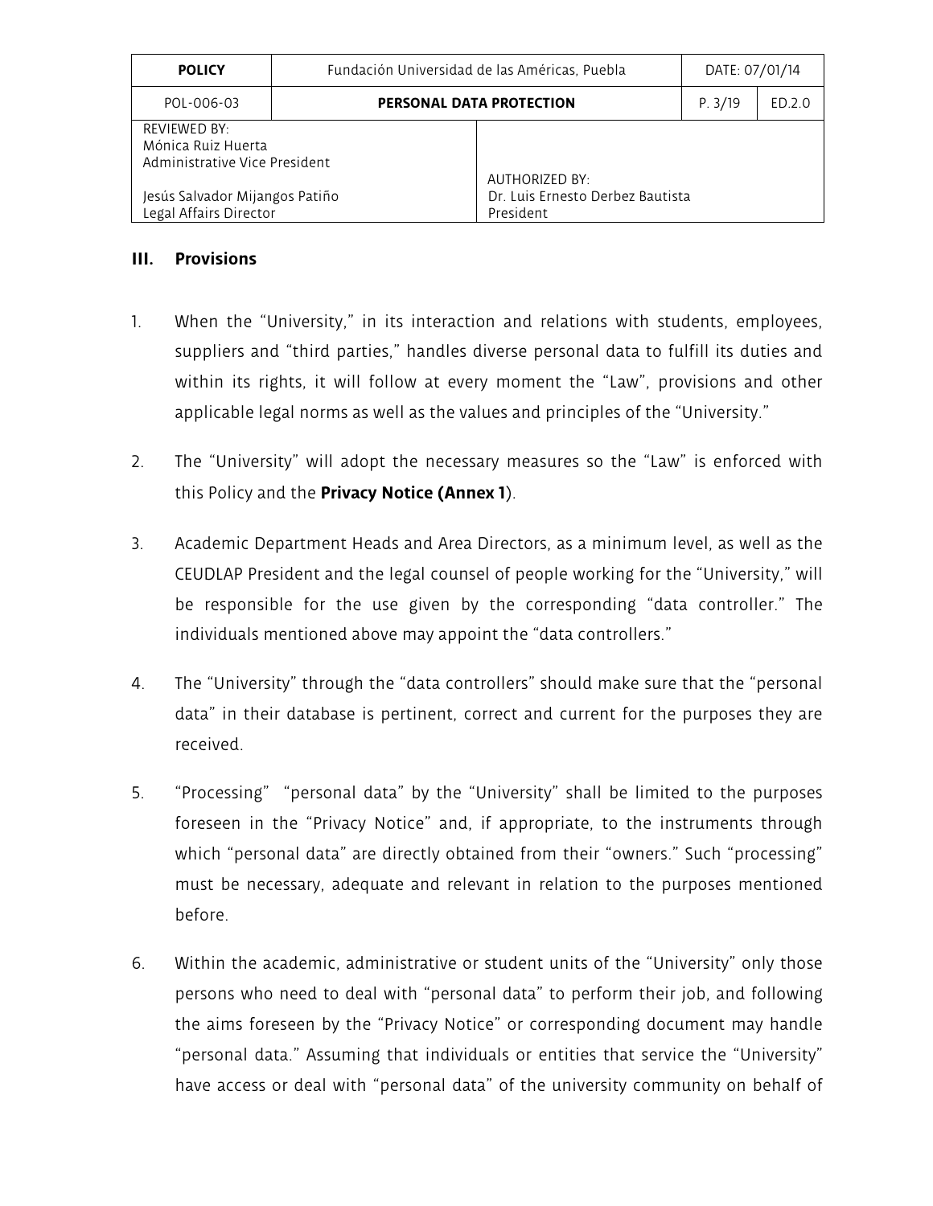## III. Provisions

1. When the "University," in its interaction and relations with students, employees, suppliers and "third parties," handles diverse personal data to fulfill its duties and within its rights, it will follow at every moment the "Law", provisions and other applicable legal norms as well as the values and principles of the "University."

2. The "University" will adopt the necessary measures so the "Law" is enforced with this Policy and the **Privacy Notice (Annex 1**).

3. Academic Department Heads and Area Directors, as a minimum level, as well as the CEUDLAP President and the legal counsel of people working for the "University," will be responsible for the use given by the corresponding "data controller." The individuals mentioned above may appoint the "data controllers."

4. The "University" through the "data controllers" should make sure that the "personal data" in their database is pertinent, correct and current for the purposes they are received.

5. "Processing" "personal data" by the "University" shall be limited to the purposes foreseen in the "Privacy Notice" and, if appropriate, to the instruments through which "personal data" are directly obtained from their "owners." Such "processing" must be necessary, adequate and relevant in relation to the purposes mentioned before.

6. Within the academic, administrative or student units of the "University" only those persons who need to deal with "personal data" to perform their job, and following the aims foreseen by the "Privacy Notice" or corresponding document may handle "personal data." Assuming that individuals or entities that service the "University" have access or deal with "personal data" of the university community on behalf of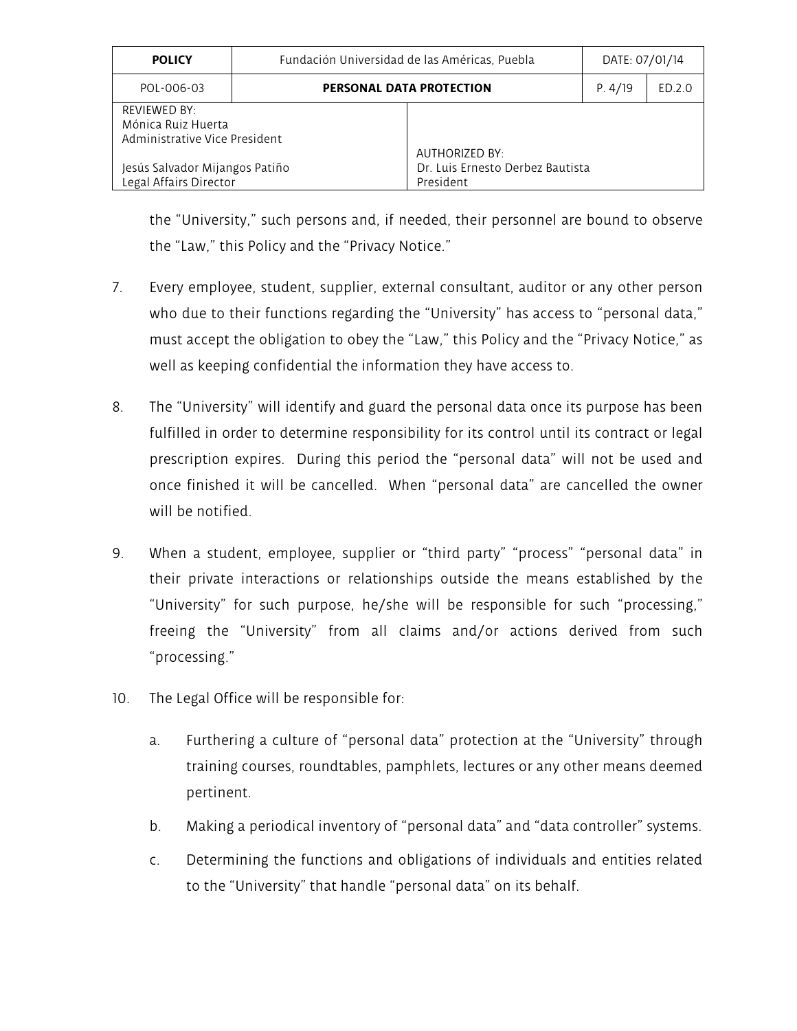the “University,” such persons and, if needed, their personnel are bound to observe the “Law,” this Policy and the “Privacy Notice.”

7. Every employee, student, supplier, external consultant, auditor or any other person who due to their functions regarding the “University” has access to “personal data,” must accept the obligation to obey the “Law,” this Policy and the “Privacy Notice,” as well as keeping confidential the information they have access to.

8. The “University” will identify and guard the personal data once its purpose has been fulfilled in order to determine responsibility for its control until its contract or legal prescription expires. During this period the “personal data” will not be used and once finished it will be cancelled. When “personal data” are cancelled the owner will be notified.

9. When a student, employee, supplier or “third party” “process” “personal data” in their private interactions or relationships outside the means established by the “University” for such purpose, he/she will be responsible for such “processing,” freeing the “University” from all claims and/or actions derived from such “processing.”

10. The Legal Office will be responsible for:

   a. Furthering a culture of “personal data” protection at the “University” through training courses, roundtables, pamphlets, lectures or any other means deemed pertinent.

   b. Making a periodical inventory of “personal data” and “data controller” systems.

   c. Determining the functions and obligations of individuals and entities related to the “University” that handle “personal data” on its behalf.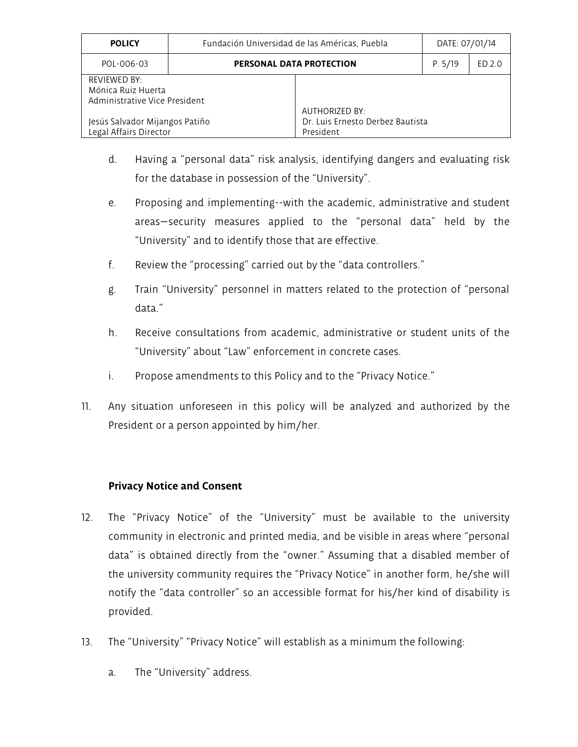d. Having a “personal data” risk analysis, identifying dangers and evaluating risk for the database in possession of the “University”.

e. Proposing and implementing--with the academic, administrative and student areas—security measures applied to the “personal data” held by the “University” and to identify those that are effective.

f. Review the “processing” carried out by the “data controllers.”

g. Train “University” personnel in matters related to the protection of “personal data.”

h. Receive consultations from academic, administrative or student units of the “University” about “Law” enforcement in concrete cases.

i. Propose amendments to this Policy and to the “Privacy Notice.”

11. Any situation unforeseen in this policy will be analyzed and authorized by the President or a person appointed by him/her.

**Privacy Notice and Consent**

12. The “Privacy Notice” of the “University” must be available to the university community in electronic and printed media, and be visible in areas where “personal data” is obtained directly from the “owner.” Assuming that a disabled member of the university community requires the “Privacy Notice” in another form, he/she will notify the “data controller” so an accessible format for his/her kind of disability is provided.

13. The “University” “Privacy Notice” will establish as a minimum the following:

    a. The “University” address.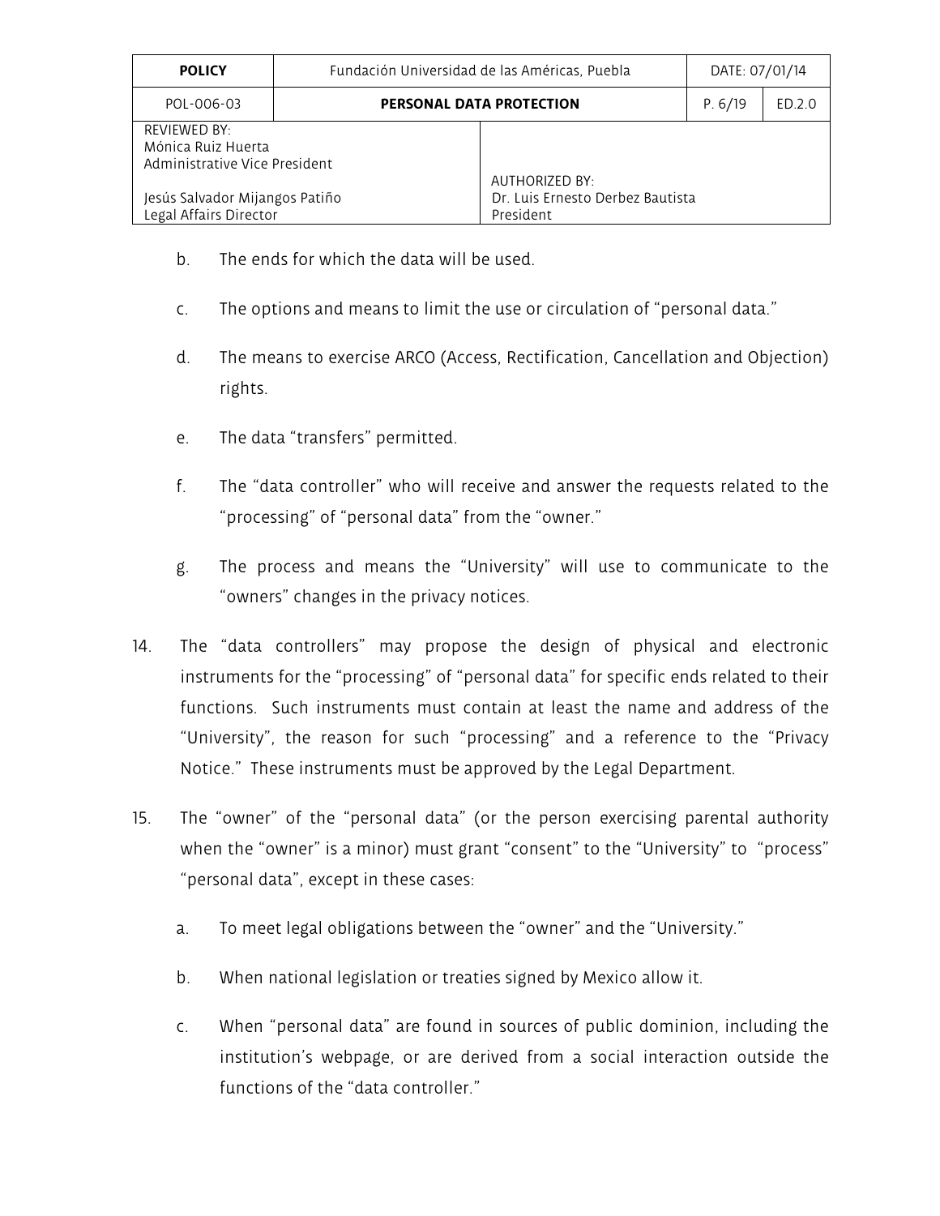b. The ends for which the data will be used.

c. The options and means to limit the use or circulation of "personal data."

d. The means to exercise ARCO (Access, Rectification, Cancellation and Objection) rights.

e. The data "transfers" permitted.

f. The "data controller" who will receive and answer the requests related to the "processing" of "personal data" from the "owner."

g. The process and means the "University" will use to communicate to the "owners" changes in the privacy notices.

14. The "data controllers" may propose the design of physical and electronic instruments for the "processing" of "personal data" for specific ends related to their functions. Such instruments must contain at least the name and address of the "University", the reason for such "processing" and a reference to the "Privacy Notice." These instruments must be approved by the Legal Department.

15. The "owner" of the "personal data" (or the person exercising parental authority when the "owner" is a minor) must grant "consent" to the "University" to "process" "personal data", except in these cases:

    a. To meet legal obligations between the "owner" and the "University."

    b. When national legislation or treaties signed by Mexico allow it.

    c. When "personal data" are found in sources of public dominion, including the institution's webpage, or are derived from a social interaction outside the functions of the "data controller."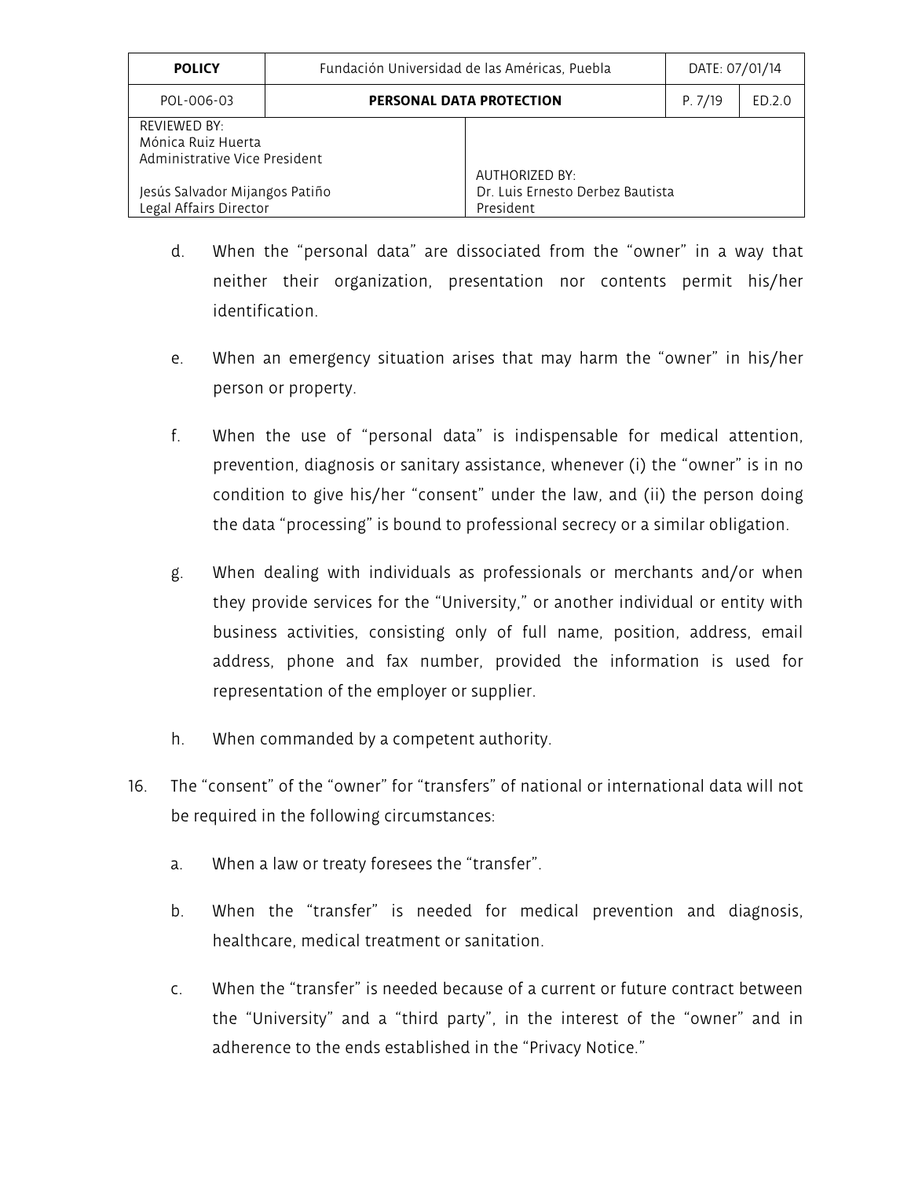d. When the “personal data” are dissociated from the “owner” in a way that neither their organization, presentation nor contents permit his/her identification.

e. When an emergency situation arises that may harm the “owner” in his/her person or property.

f. When the use of “personal data” is indispensable for medical attention, prevention, diagnosis or sanitary assistance, whenever (i) the “owner” is in no condition to give his/her “consent” under the law, and (ii) the person doing the data “processing” is bound to professional secrecy or a similar obligation.

g. When dealing with individuals as professionals or merchants and/or when they provide services for the “University,” or another individual or entity with business activities, consisting only of full name, position, address, email address, phone and fax number, provided the information is used for representation of the employer or supplier.

h. When commanded by a competent authority.

16. The “consent” of the “owner” for “transfers” of national or international data will not be required in the following circumstances:

    a. When a law or treaty foresees the “transfer”.

    b. When the “transfer” is needed for medical prevention and diagnosis, healthcare, medical treatment or sanitation.

    c. When the “transfer” is needed because of a current or future contract between the “University” and a “third party”, in the interest of the “owner” and in adherence to the ends established in the “Privacy Notice.”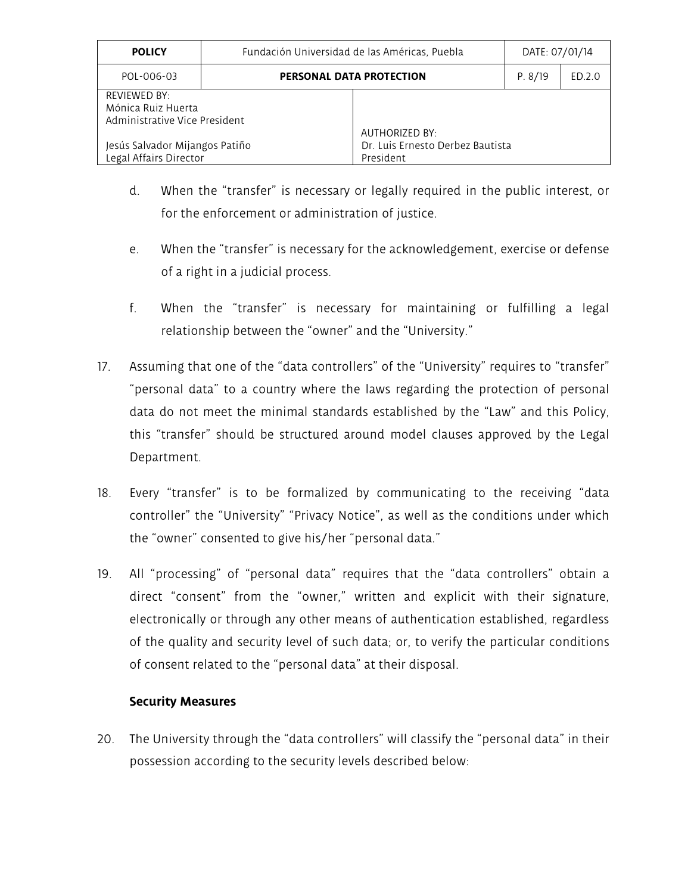d. When the "transfer" is necessary or legally required in the public interest, or for the enforcement or administration of justice.

e. When the "transfer" is necessary for the acknowledgement, exercise or defense of a right in a judicial process.

f. When the "transfer" is necessary for maintaining or fulfilling a legal relationship between the "owner" and the "University."

17. Assuming that one of the "data controllers" of the "University" requires to "transfer" "personal data" to a country where the laws regarding the protection of personal data do not meet the minimal standards established by the "Law" and this Policy, this "transfer" should be structured around model clauses approved by the Legal Department.

18. Every "transfer" is to be formalized by communicating to the receiving "data controller" the "University" "Privacy Notice", as well as the conditions under which the "owner" consented to give his/her "personal data."

19. All "processing" of "personal data" requires that the "data controllers" obtain a direct "consent" from the "owner," written and explicit with their signature, electronically or through any other means of authentication established, regardless of the quality and security level of such data; or, to verify the particular conditions of consent related to the "personal data" at their disposal.

**Security Measures**

20. The University through the "data controllers" will classify the "personal data" in their possession according to the security levels described below: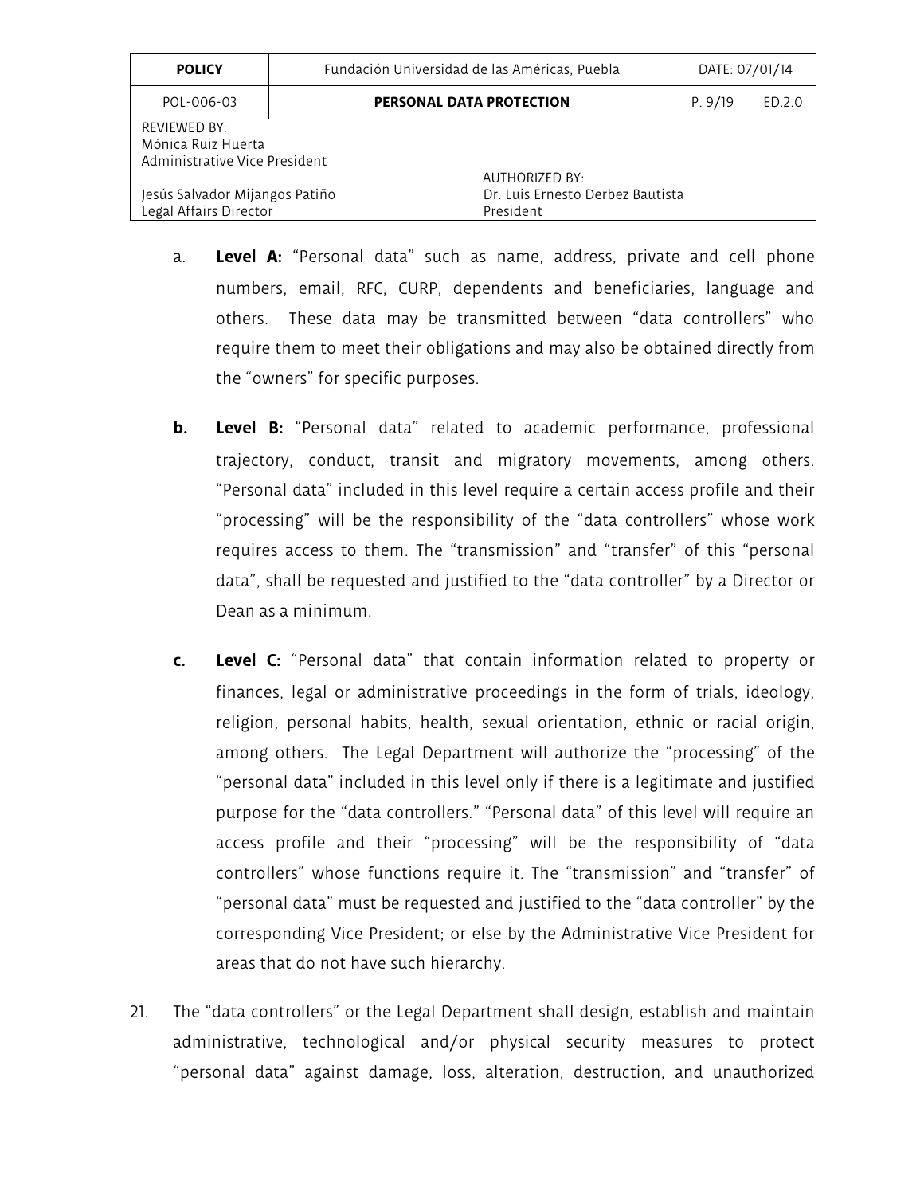a. **Level A:** "Personal data" such as name, address, private and cell phone numbers, email, RFC, CURP, dependents and beneficiaries, language and others. These data may be transmitted between "data controllers" who require them to meet their obligations and may also be obtained directly from the "owners" for specific purposes.

**b. Level B:** "Personal data" related to academic performance, professional trajectory, conduct, transit and migratory movements, among others. "Personal data" included in this level require a certain access profile and their "processing" will be the responsibility of the "data controllers" whose work requires access to them. The "transmission" and "transfer" of this "personal data", shall be requested and justified to the "data controller" by a Director or Dean as a minimum.

**c. Level C:** "Personal data" that contain information related to property or finances, legal or administrative proceedings in the form of trials, ideology, religion, personal habits, health, sexual orientation, ethnic or racial origin, among others. The Legal Department will authorize the "processing" of the "personal data" included in this level only if there is a legitimate and justified purpose for the "data controllers." "Personal data" of this level will require an access profile and their "processing" will be the responsibility of "data controllers" whose functions require it. The "transmission" and "transfer" of "personal data" must be requested and justified to the "data controller" by the corresponding Vice President; or else by the Administrative Vice President for areas that do not have such hierarchy.

21. The "data controllers" or the Legal Department shall design, establish and maintain administrative, technological and/or physical security measures to protect "personal data" against damage, loss, alteration, destruction, and unauthorized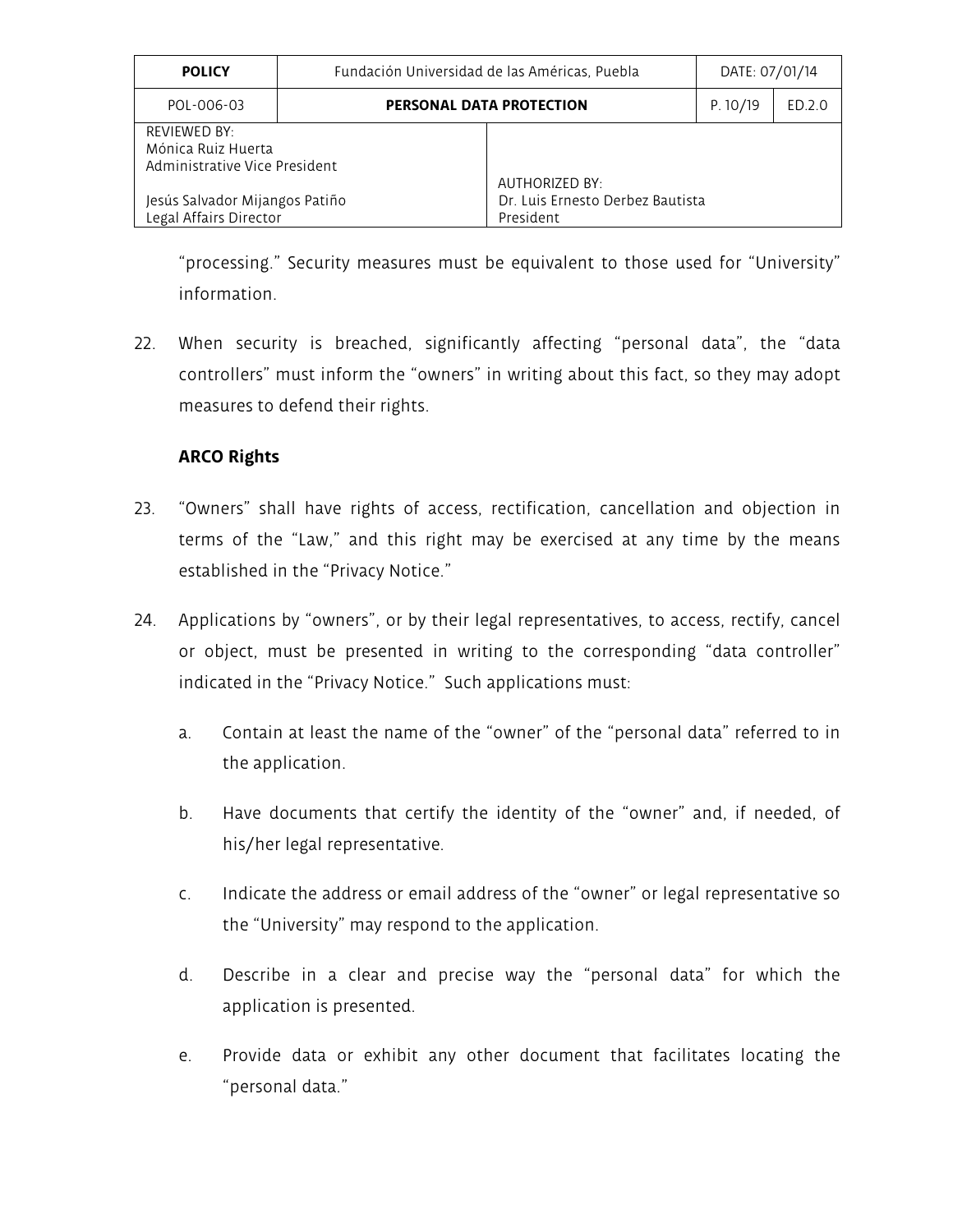"processing." Security measures must be equivalent to those used for "University" information.

22. When security is breached, significantly affecting "personal data", the "data controllers" must inform the "owners" in writing about this fact, so they may adopt measures to defend their rights.

**ARCO Rights**

23. "Owners" shall have rights of access, rectification, cancellation and objection in terms of the "Law," and this right may be exercised at any time by the means established in the "Privacy Notice."

24. Applications by "owners", or by their legal representatives, to access, rectify, cancel or object, must be presented in writing to the corresponding "data controller" indicated in the "Privacy Notice." Such applications must:

    a. Contain at least the name of the "owner" of the "personal data" referred to in the application.

    b. Have documents that certify the identity of the "owner" and, if needed, of his/her legal representative.

    c. Indicate the address or email address of the "owner" or legal representative so the "University" may respond to the application.

    d. Describe in a clear and precise way the "personal data" for which the application is presented.

    e. Provide data or exhibit any other document that facilitates locating the "personal data."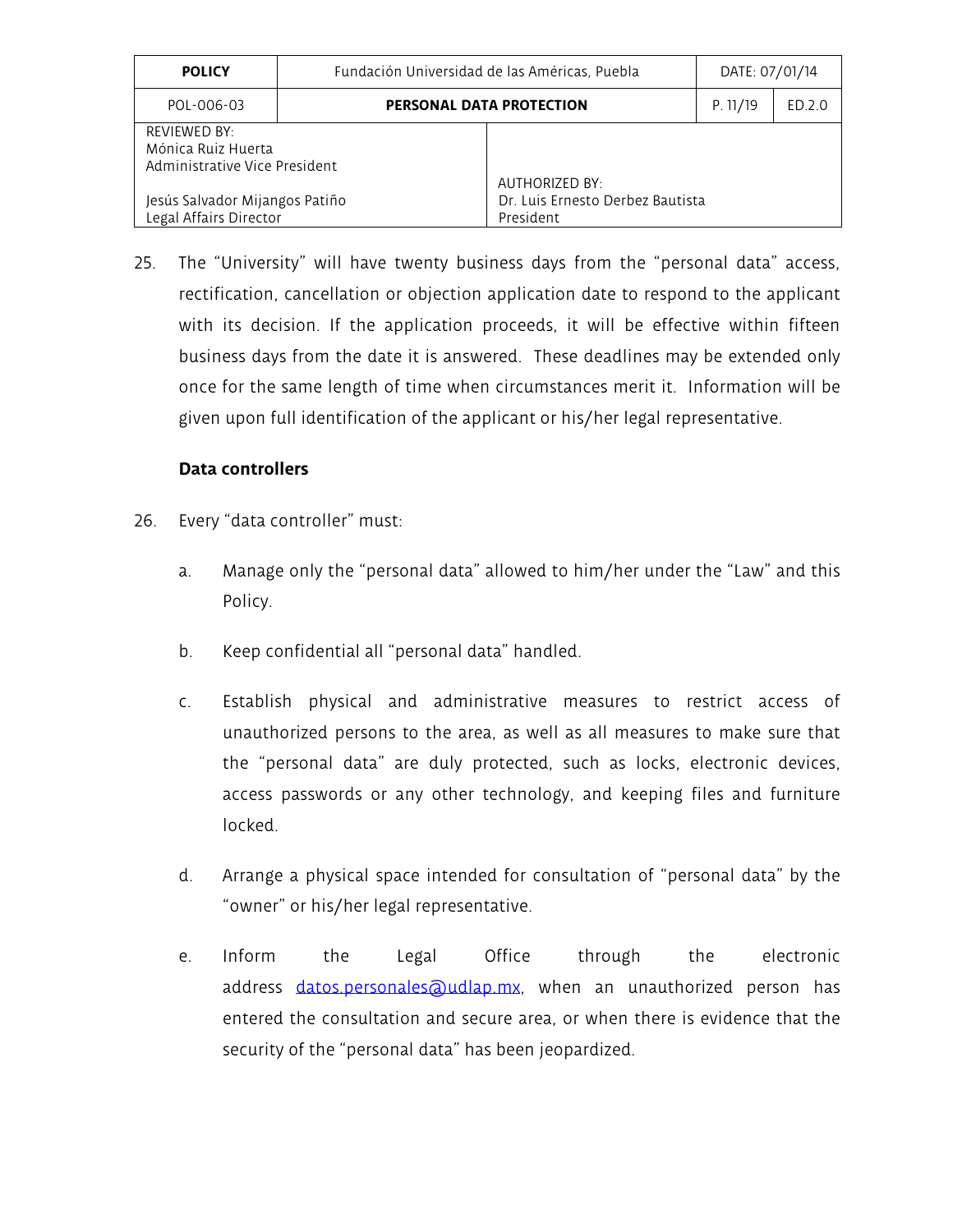25. The “University” will have twenty business days from the “personal data” access, rectification, cancellation or objection application date to respond to the applicant with its decision. If the application proceeds, it will be effective within fifteen business days from the date it is answered. These deadlines may be extended only once for the same length of time when circumstances merit it. Information will be given upon full identification of the applicant or his/her legal representative.

**Data controllers**

26. Every “data controller” must:

    a. Manage only the “personal data” allowed to him/her under the “Law” and this Policy.

    b. Keep confidential all “personal data” handled.

    c. Establish physical and administrative measures to restrict access of unauthorized persons to the area, as well as all measures to make sure that the “personal data” are duly protected, such as locks, electronic devices, access passwords or any other technology, and keeping files and furniture locked.

    d. Arrange a physical space intended for consultation of “personal data” by the “owner” or his/her legal representative.

    e. Inform the Legal Office through the electronic address datos.personales@udlap.mx, when an unauthorized person has entered the consultation and secure area, or when there is evidence that the security of the “personal data” has been jeopardized.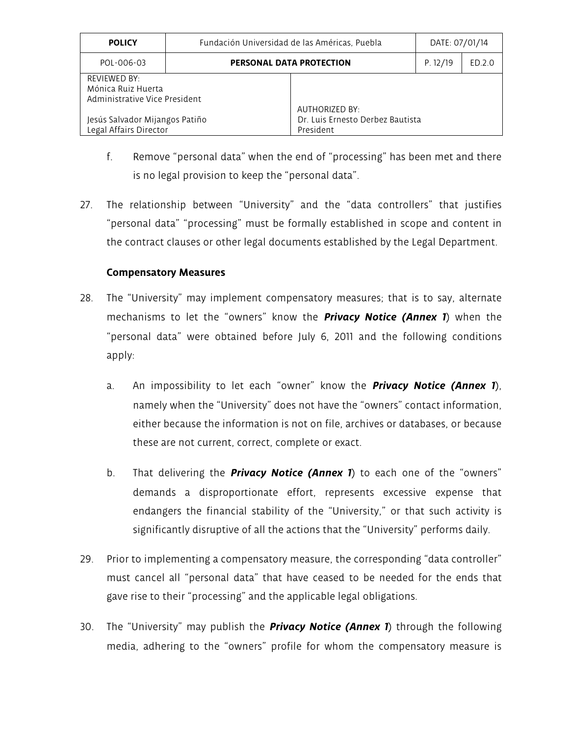f. Remove "personal data" when the end of "processing" has been met and there is no legal provision to keep the "personal data".

27. The relationship between "University" and the "data controllers" that justifies "personal data" "processing" must be formally established in scope and content in the contract clauses or other legal documents established by the Legal Department.

**Compensatory Measures**

28. The "University" may implement compensatory measures; that is to say, alternate mechanisms to let the "owners" know the ***Privacy Notice (Annex 1***) when the "personal data" were obtained before July 6, 2011 and the following conditions apply:

    a. An impossibility to let each "owner" know the ***Privacy Notice (Annex 1***), namely when the "University" does not have the "owners" contact information, either because the information is not on file, archives or databases, or because these are not current, correct, complete or exact.

    b. That delivering the ***Privacy Notice (Annex 1***) to each one of the "owners" demands a disproportionate effort, represents excessive expense that endangers the financial stability of the "University," or that such activity is significantly disruptive of all the actions that the "University" performs daily.

29. Prior to implementing a compensatory measure, the corresponding "data controller" must cancel all "personal data" that have ceased to be needed for the ends that gave rise to their "processing" and the applicable legal obligations.

30. The "University" may publish the ***Privacy Notice (Annex 1***) through the following media, adhering to the "owners" profile for whom the compensatory measure is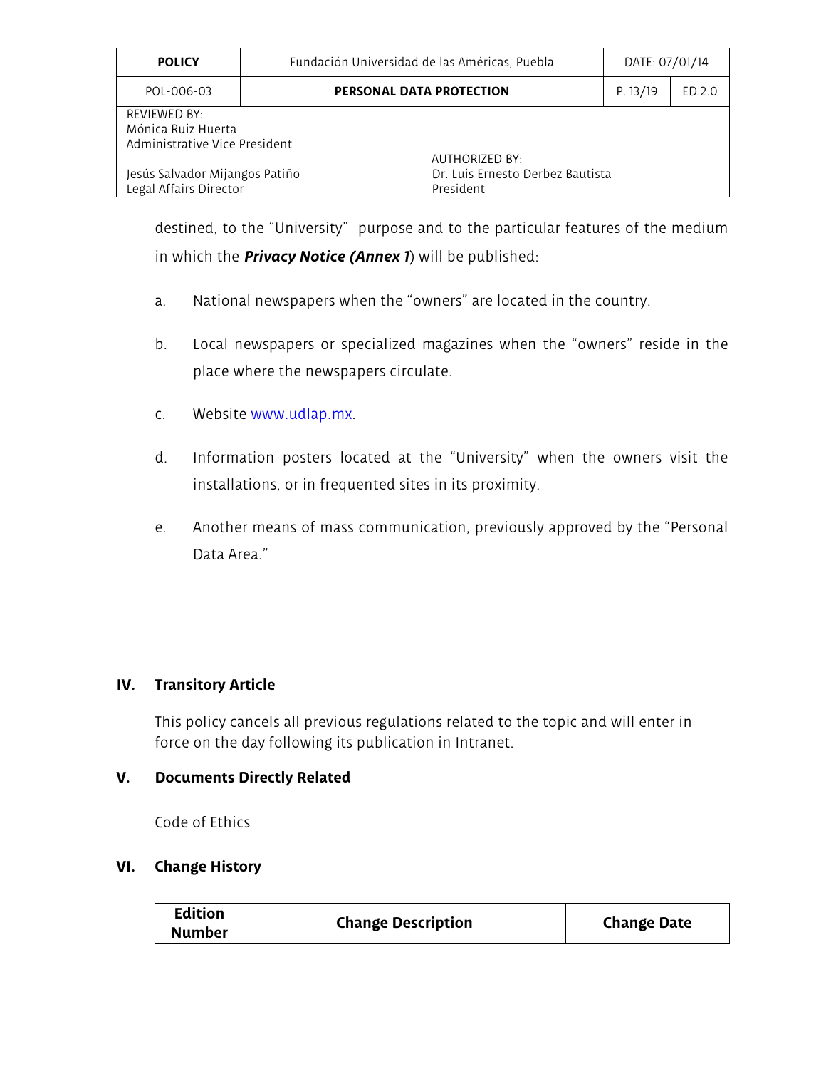destined, to the "University" purpose and to the particular features of the medium in which the ***Privacy Notice (Annex 1***) will be published:

a. National newspapers when the "owners" are located in the country.

b. Local newspapers or specialized magazines when the "owners" reside in the place where the newspapers circulate.

c. Website www.udlap.mx.

d. Information posters located at the "University" when the owners visit the installations, or in frequented sites in its proximity.

e. Another means of mass communication, previously approved by the "Personal Data Area."

## IV. Transitory Article

This policy cancels all previous regulations related to the topic and will enter in force on the day following its publication in Intranet.

## V. Documents Directly Related

Code of Ethics

## VI. Change History

| Edition Number | Change Description | Change Date |
|---|---|---|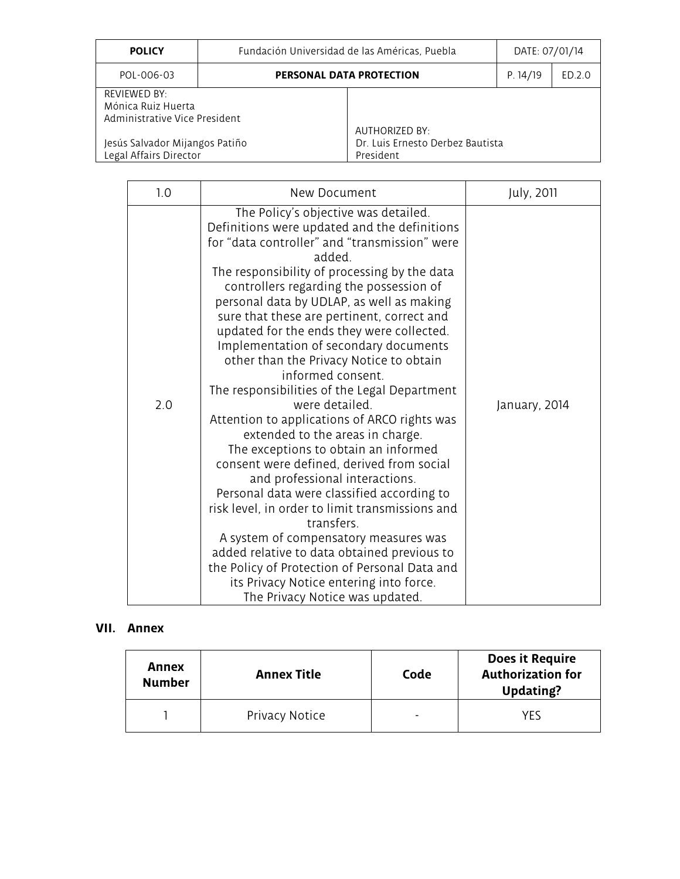| | | |
|---|---|---|
| 1.0 | New Document | July, 2011 |
| 2.0 | The Policy's objective was detailed. Definitions were updated and the definitions for "data controller" and "transmission" were added. The responsibility of processing by the data controllers regarding the possession of personal data by UDLAP, as well as making sure that these are pertinent, correct and updated for the ends they were collected. Implementation of secondary documents other than the Privacy Notice to obtain informed consent. The responsibilities of the Legal Department were detailed. Attention to applications of ARCO rights was extended to the areas in charge. The exceptions to obtain an informed consent were defined, derived from social and professional interactions. Personal data were classified according to risk level, in order to limit transmissions and transfers. A system of compensatory measures was added relative to data obtained previous to the Policy of Protection of Personal Data and its Privacy Notice entering into force. The Privacy Notice was updated. | January, 2014 |

## VII. Annex

| Annex Number | Annex Title | Code | Does it Require Authorization for Updating? |
|---|---|---|---|
| 1 | Privacy Notice | - | YES |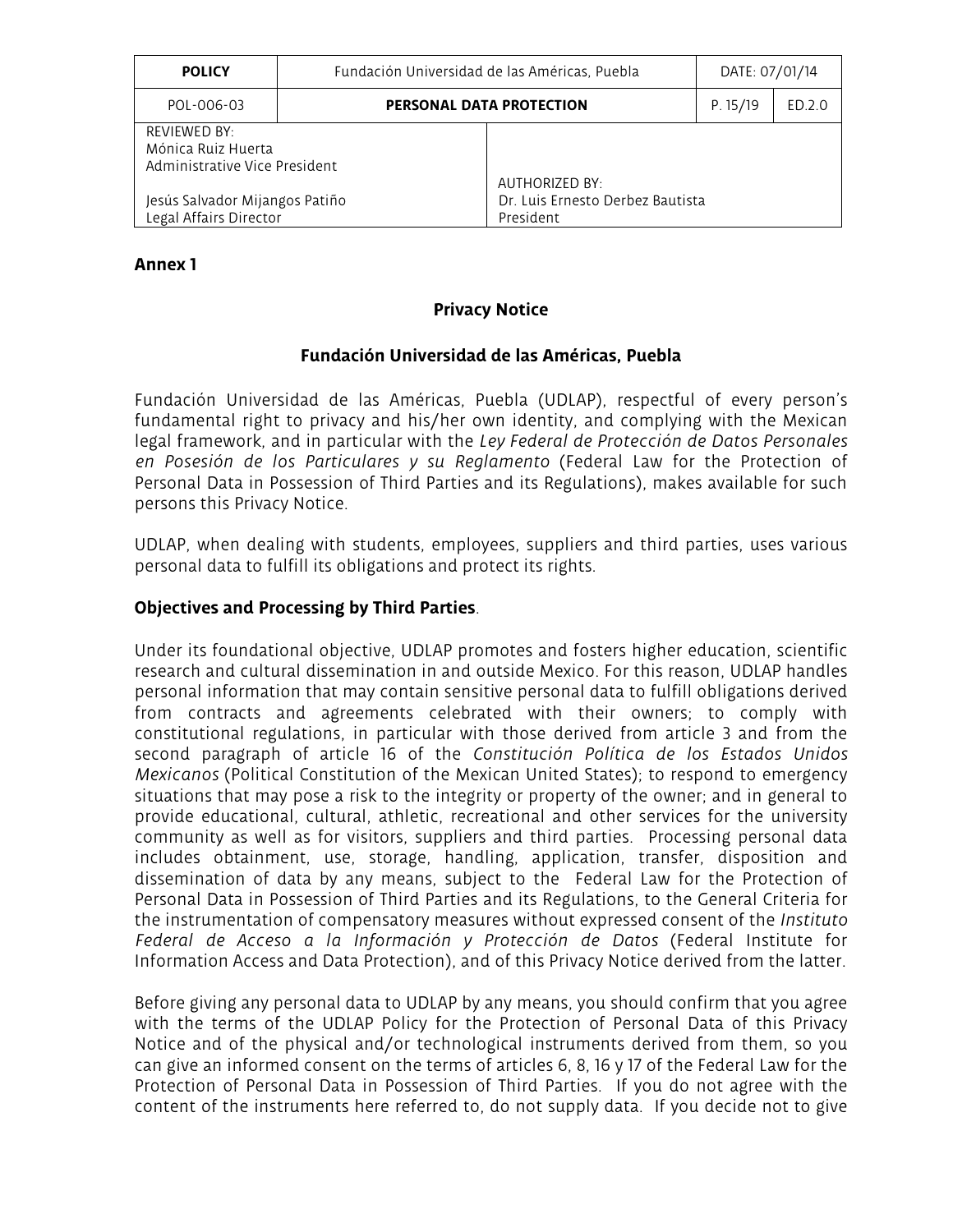**Annex 1**

**Privacy Notice**

**Fundación Universidad de las Américas, Puebla**

Fundación Universidad de las Américas, Puebla (UDLAP), respectful of every person's fundamental right to privacy and his/her own identity, and complying with the Mexican legal framework, and in particular with the *Ley Federal de Protección de Datos Personales en Posesión de los Particulares y su Reglamento* (Federal Law for the Protection of Personal Data in Possession of Third Parties and its Regulations), makes available for such persons this Privacy Notice.

UDLAP, when dealing with students, employees, suppliers and third parties, uses various personal data to fulfill its obligations and protect its rights.

**Objectives and Processing by Third Parties**.

Under its foundational objective, UDLAP promotes and fosters higher education, scientific research and cultural dissemination in and outside Mexico. For this reason, UDLAP handles personal information that may contain sensitive personal data to fulfill obligations derived from contracts and agreements celebrated with their owners; to comply with constitutional regulations, in particular with those derived from article 3 and from the second paragraph of article 16 of the *Constitución Política de los Estados Unidos Mexicanos* (Political Constitution of the Mexican United States); to respond to emergency situations that may pose a risk to the integrity or property of the owner; and in general to provide educational, cultural, athletic, recreational and other services for the university community as well as for visitors, suppliers and third parties. Processing personal data includes obtainment, use, storage, handling, application, transfer, disposition and dissemination of data by any means, subject to the Federal Law for the Protection of Personal Data in Possession of Third Parties and its Regulations, to the General Criteria for the instrumentation of compensatory measures without expressed consent of the *Instituto Federal de Acceso a la Información y Protección de Datos* (Federal Institute for Information Access and Data Protection), and of this Privacy Notice derived from the latter.

Before giving any personal data to UDLAP by any means, you should confirm that you agree with the terms of the UDLAP Policy for the Protection of Personal Data of this Privacy Notice and of the physical and/or technological instruments derived from them, so you can give an informed consent on the terms of articles 6, 8, 16 y 17 of the Federal Law for the Protection of Personal Data in Possession of Third Parties. If you do not agree with the content of the instruments here referred to, do not supply data. If you decide not to give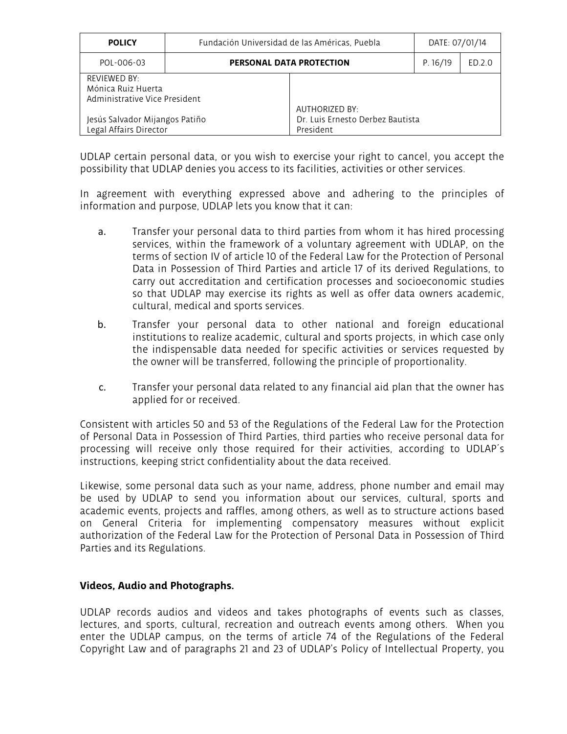UDLAP certain personal data, or you wish to exercise your right to cancel, you accept the possibility that UDLAP denies you access to its facilities, activities or other services.

In agreement with everything expressed above and adhering to the principles of information and purpose, UDLAP lets you know that it can:

a. Transfer your personal data to third parties from whom it has hired processing services, within the framework of a voluntary agreement with UDLAP, on the terms of section IV of article 10 of the Federal Law for the Protection of Personal Data in Possession of Third Parties and article 17 of its derived Regulations, to carry out accreditation and certification processes and socioeconomic studies so that UDLAP may exercise its rights as well as offer data owners academic, cultural, medical and sports services.

b. Transfer your personal data to other national and foreign educational institutions to realize academic, cultural and sports projects, in which case only the indispensable data needed for specific activities or services requested by the owner will be transferred, following the principle of proportionality.

c. Transfer your personal data related to any financial aid plan that the owner has applied for or received.

Consistent with articles 50 and 53 of the Regulations of the Federal Law for the Protection of Personal Data in Possession of Third Parties, third parties who receive personal data for processing will receive only those required for their activities, according to UDLAP´s instructions, keeping strict confidentiality about the data received.

Likewise, some personal data such as your name, address, phone number and email may be used by UDLAP to send you information about our services, cultural, sports and academic events, projects and raffles, among others, as well as to structure actions based on General Criteria for implementing compensatory measures without explicit authorization of the Federal Law for the Protection of Personal Data in Possession of Third Parties and its Regulations.

**Videos, Audio and Photographs.**

UDLAP records audios and videos and takes photographs of events such as classes, lectures, and sports, cultural, recreation and outreach events among others. When you enter the UDLAP campus, on the terms of article 74 of the Regulations of the Federal Copyright Law and of paragraphs 21 and 23 of UDLAP's Policy of Intellectual Property, you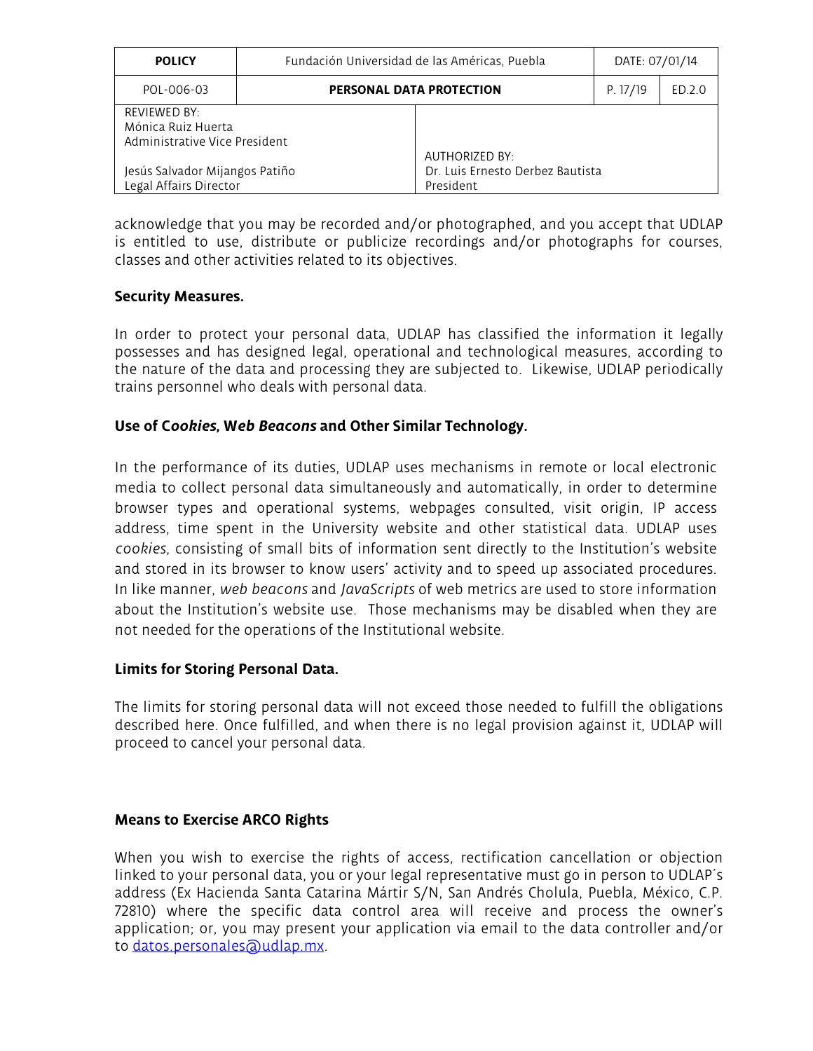acknowledge that you may be recorded and/or photographed, and you accept that UDLAP is entitled to use, distribute or publicize recordings and/or photographs for courses, classes and other activities related to its objectives.

**Security Measures.**

In order to protect your personal data, UDLAP has classified the information it legally possesses and has designed legal, operational and technological measures, according to the nature of the data and processing they are subjected to. Likewise, UDLAP periodically trains personnel who deals with personal data.

**Use of C*ookies*, W*eb Beacons* and Other Similar Technology.**

In the performance of its duties, UDLAP uses mechanisms in remote or local electronic media to collect personal data simultaneously and automatically, in order to determine browser types and operational systems, webpages consulted, visit origin, IP access address, time spent in the University website and other statistical data. UDLAP uses *cookies*, consisting of small bits of information sent directly to the Institution's website and stored in its browser to know users' activity and to speed up associated procedures. In like manner, *web beacons* and *JavaScripts* of web metrics are used to store information about the Institution's website use. Those mechanisms may be disabled when they are not needed for the operations of the Institutional website.

**Limits for Storing Personal Data.**

The limits for storing personal data will not exceed those needed to fulfill the obligations described here. Once fulfilled, and when there is no legal provision against it, UDLAP will proceed to cancel your personal data.

**Means to Exercise ARCO Rights**

When you wish to exercise the rights of access, rectification cancellation or objection linked to your personal data, you or your legal representative must go in person to UDLAP´s address (Ex Hacienda Santa Catarina Mártir S/N, San Andrés Cholula, Puebla, México, C.P. 72810) where the specific data control area will receive and process the owner's application; or, you may present your application via email to the data controller and/or to datos.personales@udlap.mx.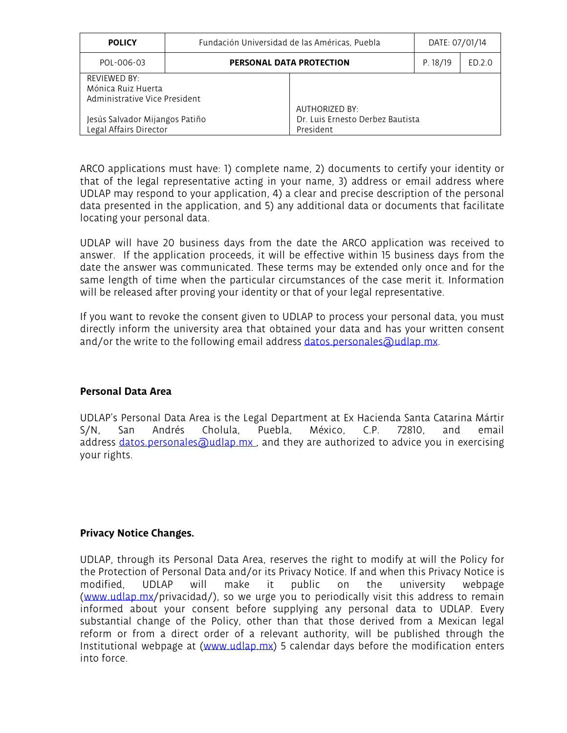ARCO applications must have: 1) complete name, 2) documents to certify your identity or that of the legal representative acting in your name, 3) address or email address where UDLAP may respond to your application, 4) a clear and precise description of the personal data presented in the application, and 5) any additional data or documents that facilitate locating your personal data.

UDLAP will have 20 business days from the date the ARCO application was received to answer. If the application proceeds, it will be effective within 15 business days from the date the answer was communicated. These terms may be extended only once and for the same length of time when the particular circumstances of the case merit it. Information will be released after proving your identity or that of your legal representative.

If you want to revoke the consent given to UDLAP to process your personal data, you must directly inform the university area that obtained your data and has your written consent and/or the write to the following email address datos.personales@udlap.mx.

**Personal Data Area**

UDLAP's Personal Data Area is the Legal Department at Ex Hacienda Santa Catarina Mártir S/N, San Andrés Cholula, Puebla, México, C.P. 72810, and email address datos.personales@udlap.mx , and they are authorized to advice you in exercising your rights.

**Privacy Notice Changes.**

UDLAP, through its Personal Data Area, reserves the right to modify at will the Policy for the Protection of Personal Data and/or its Privacy Notice. If and when this Privacy Notice is modified, UDLAP will make it public on the university webpage (www.udlap.mx/privacidad/), so we urge you to periodically visit this address to remain informed about your consent before supplying any personal data to UDLAP. Every substantial change of the Policy, other than that those derived from a Mexican legal reform or from a direct order of a relevant authority, will be published through the Institutional webpage at (www.udlap.mx) 5 calendar days before the modification enters into force.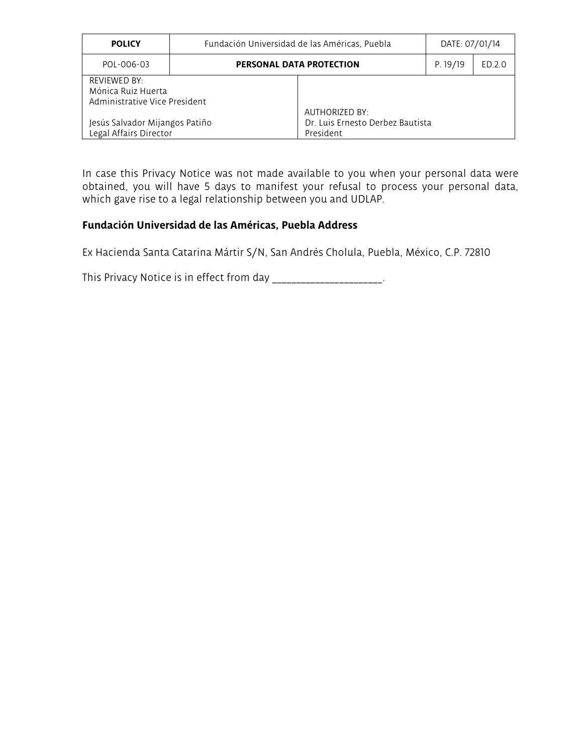In case this Privacy Notice was not made available to you when your personal data were obtained, you will have 5 days to manifest your refusal to process your personal data, which gave rise to a legal relationship between you and UDLAP.

**Fundación Universidad de las Américas, Puebla Address**

Ex Hacienda Santa Catarina Mártir S/N, San Andrés Cholula, Puebla, México, C.P. 72810

This Privacy Notice is in effect from day ____________________.